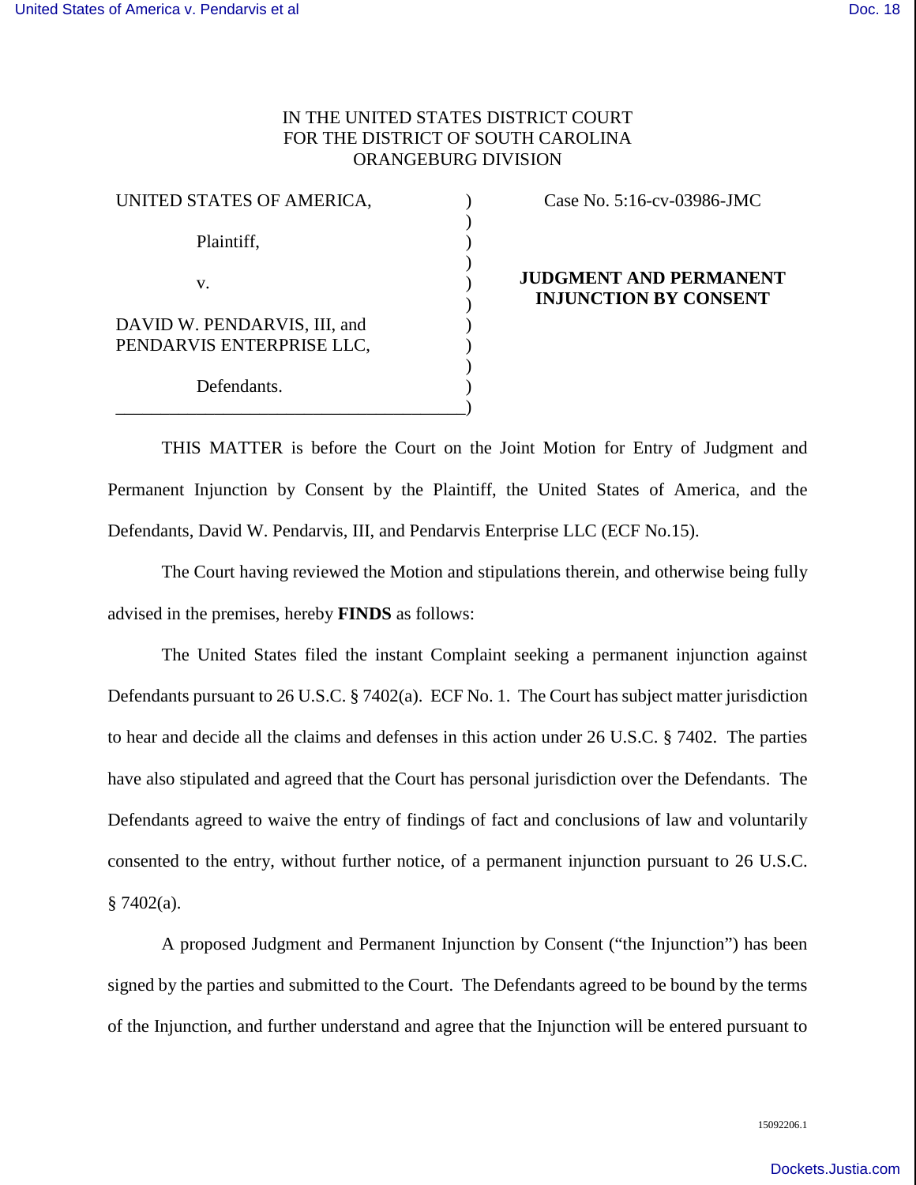IN THE UNITED STATES DISTRICT COURT
FOR THE DISTRICT OF SOUTH CAROLINA
ORANGEBURG DIVISION

UNITED STATES OF AMERICA,

Plaintiff,

v.

DAVID W. PENDARVIS, III, and
PENDARVIS ENTERPRISE LLC,

Defendants.

Case No. 5:16-cv-03986-JMC

**JUDGMENT AND PERMANENT INJUNCTION BY CONSENT**

THIS MATTER is before the Court on the Joint Motion for Entry of Judgment and Permanent Injunction by Consent by the Plaintiff, the United States of America, and the Defendants, David W. Pendarvis, III, and Pendarvis Enterprise LLC (ECF No.15).

The Court having reviewed the Motion and stipulations therein, and otherwise being fully advised in the premises, hereby **FINDS** as follows:

The United States filed the instant Complaint seeking a permanent injunction against Defendants pursuant to 26 U.S.C. § 7402(a). ECF No. 1. The Court has subject matter jurisdiction to hear and decide all the claims and defenses in this action under 26 U.S.C. § 7402. The parties have also stipulated and agreed that the Court has personal jurisdiction over the Defendants. The Defendants agreed to waive the entry of findings of fact and conclusions of law and voluntarily consented to the entry, without further notice, of a permanent injunction pursuant to 26 U.S.C. § 7402(a).

A proposed Judgment and Permanent Injunction by Consent ("the Injunction") has been signed by the parties and submitted to the Court. The Defendants agreed to be bound by the terms of the Injunction, and further understand and agree that the Injunction will be entered pursuant to

15092206.1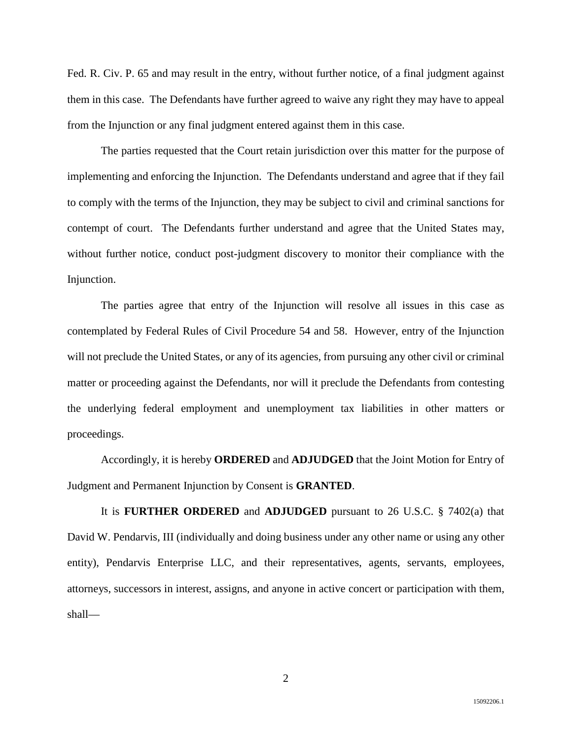Fed. R. Civ. P. 65 and may result in the entry, without further notice, of a final judgment against them in this case. The Defendants have further agreed to waive any right they may have to appeal from the Injunction or any final judgment entered against them in this case.

The parties requested that the Court retain jurisdiction over this matter for the purpose of implementing and enforcing the Injunction. The Defendants understand and agree that if they fail to comply with the terms of the Injunction, they may be subject to civil and criminal sanctions for contempt of court. The Defendants further understand and agree that the United States may, without further notice, conduct post-judgment discovery to monitor their compliance with the Injunction.

The parties agree that entry of the Injunction will resolve all issues in this case as contemplated by Federal Rules of Civil Procedure 54 and 58. However, entry of the Injunction will not preclude the United States, or any of its agencies, from pursuing any other civil or criminal matter or proceeding against the Defendants, nor will it preclude the Defendants from contesting the underlying federal employment and unemployment tax liabilities in other matters or proceedings.

Accordingly, it is hereby **ORDERED** and **ADJUDGED** that the Joint Motion for Entry of Judgment and Permanent Injunction by Consent is **GRANTED**.

It is **FURTHER ORDERED** and **ADJUDGED** pursuant to 26 U.S.C. § 7402(a) that David W. Pendarvis, III (individually and doing business under any other name or using any other entity), Pendarvis Enterprise LLC, and their representatives, agents, servants, employees, attorneys, successors in interest, assigns, and anyone in active concert or participation with them, shall—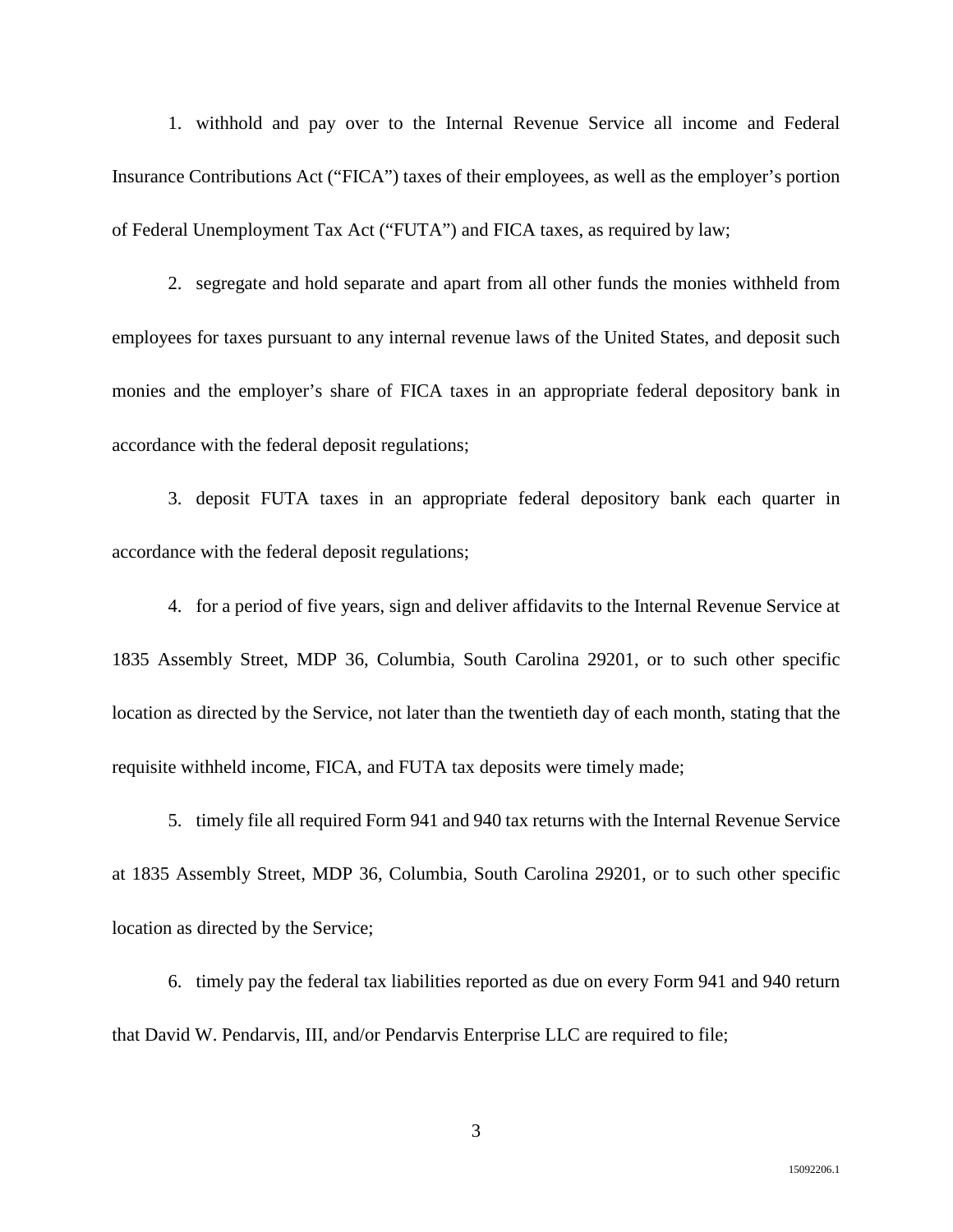1. withhold and pay over to the Internal Revenue Service all income and Federal Insurance Contributions Act ("FICA") taxes of their employees, as well as the employer's portion of Federal Unemployment Tax Act ("FUTA") and FICA taxes, as required by law;

2. segregate and hold separate and apart from all other funds the monies withheld from employees for taxes pursuant to any internal revenue laws of the United States, and deposit such monies and the employer's share of FICA taxes in an appropriate federal depository bank in accordance with the federal deposit regulations;

3. deposit FUTA taxes in an appropriate federal depository bank each quarter in accordance with the federal deposit regulations;

4. for a period of five years, sign and deliver affidavits to the Internal Revenue Service at 1835 Assembly Street, MDP 36, Columbia, South Carolina 29201, or to such other specific location as directed by the Service, not later than the twentieth day of each month, stating that the requisite withheld income, FICA, and FUTA tax deposits were timely made;

5. timely file all required Form 941 and 940 tax returns with the Internal Revenue Service at 1835 Assembly Street, MDP 36, Columbia, South Carolina 29201, or to such other specific location as directed by the Service;

6. timely pay the federal tax liabilities reported as due on every Form 941 and 940 return that David W. Pendarvis, III, and/or Pendarvis Enterprise LLC are required to file;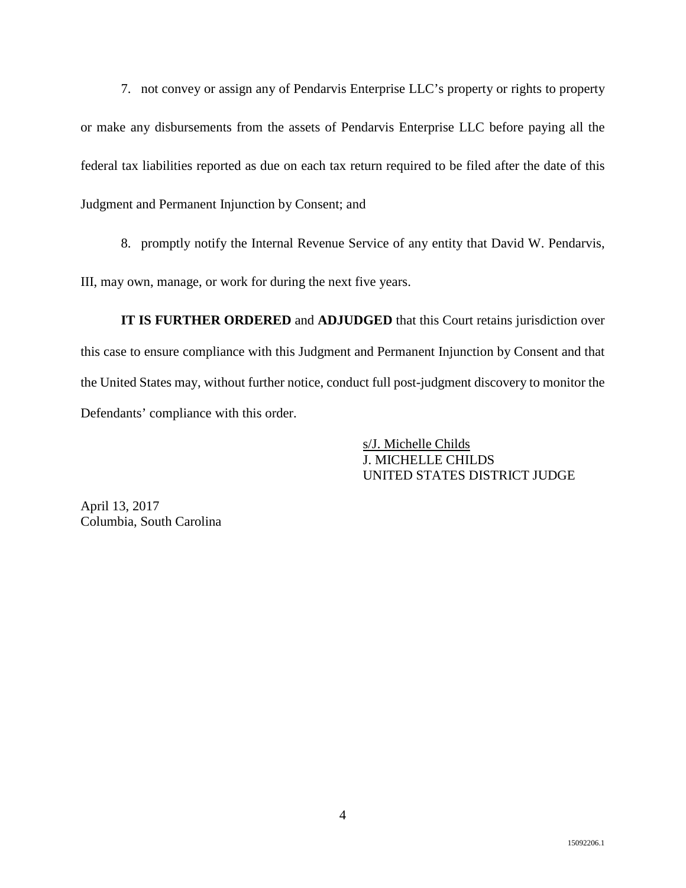7. not convey or assign any of Pendarvis Enterprise LLC's property or rights to property or make any disbursements from the assets of Pendarvis Enterprise LLC before paying all the federal tax liabilities reported as due on each tax return required to be filed after the date of this Judgment and Permanent Injunction by Consent; and

8. promptly notify the Internal Revenue Service of any entity that David W. Pendarvis, III, may own, manage, or work for during the next five years.

**IT IS FURTHER ORDERED** and **ADJUDGED** that this Court retains jurisdiction over this case to ensure compliance with this Judgment and Permanent Injunction by Consent and that the United States may, without further notice, conduct full post-judgment discovery to monitor the Defendants' compliance with this order.

s/J. Michelle Childs
J. MICHELLE CHILDS
UNITED STATES DISTRICT JUDGE

April 13, 2017
Columbia, South Carolina

15092206.1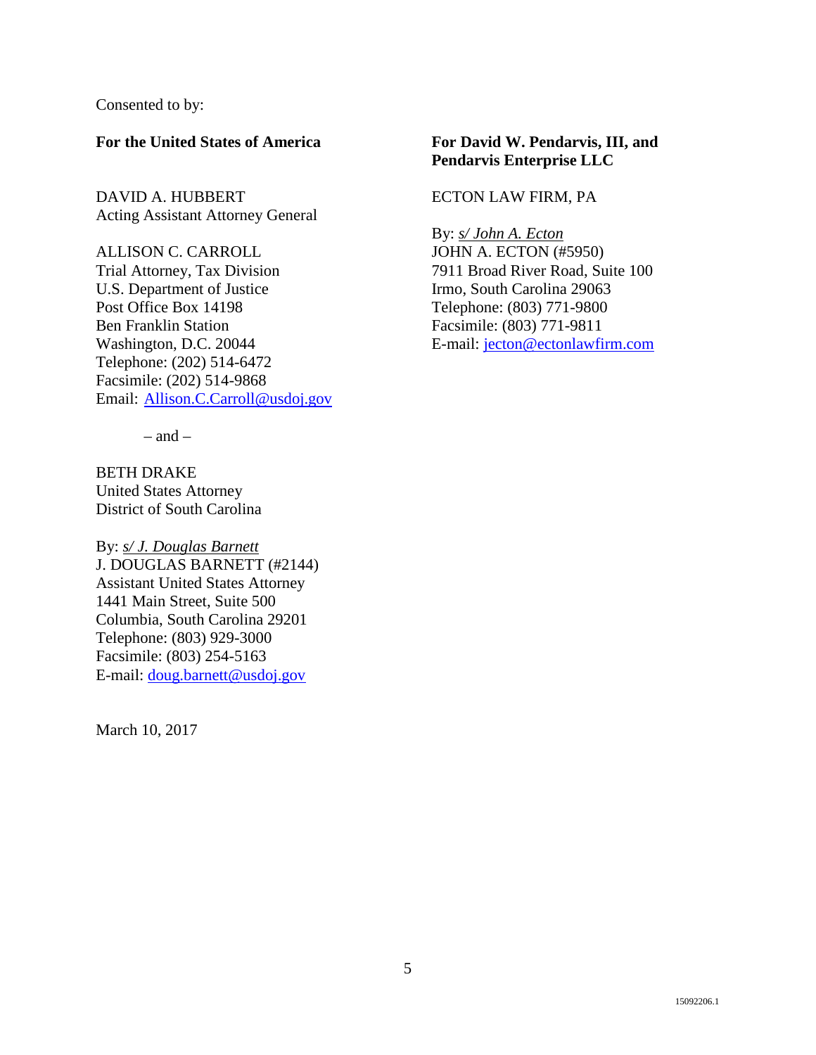Consented to by:

**For the United States of America**

DAVID A. HUBBERT
Acting Assistant Attorney General

ALLISON C. CARROLL
Trial Attorney, Tax Division
U.S. Department of Justice
Post Office Box 14198
Ben Franklin Station
Washington, D.C. 20044
Telephone: (202) 514-6472
Facsimile: (202) 514-9868
Email: Allison.C.Carroll@usdoj.gov

– and –

BETH DRAKE
United States Attorney
District of South Carolina

By: *s/ J. Douglas Barnett*
J. DOUGLAS BARNETT (#2144)
Assistant United States Attorney
1441 Main Street, Suite 500
Columbia, South Carolina 29201
Telephone: (803) 929-3000
Facsimile: (803) 254-5163
E-mail: doug.barnett@usdoj.gov

March 10, 2017

**For David W. Pendarvis, III, and Pendarvis Enterprise LLC**

ECTON LAW FIRM, PA

By: *s/ John A. Ecton*
JOHN A. ECTON (#5950)
7911 Broad River Road, Suite 100
Irmo, South Carolina 29063
Telephone: (803) 771-9800
Facsimile: (803) 771-9811
E-mail: jecton@ectonlawfirm.com

15092206.1